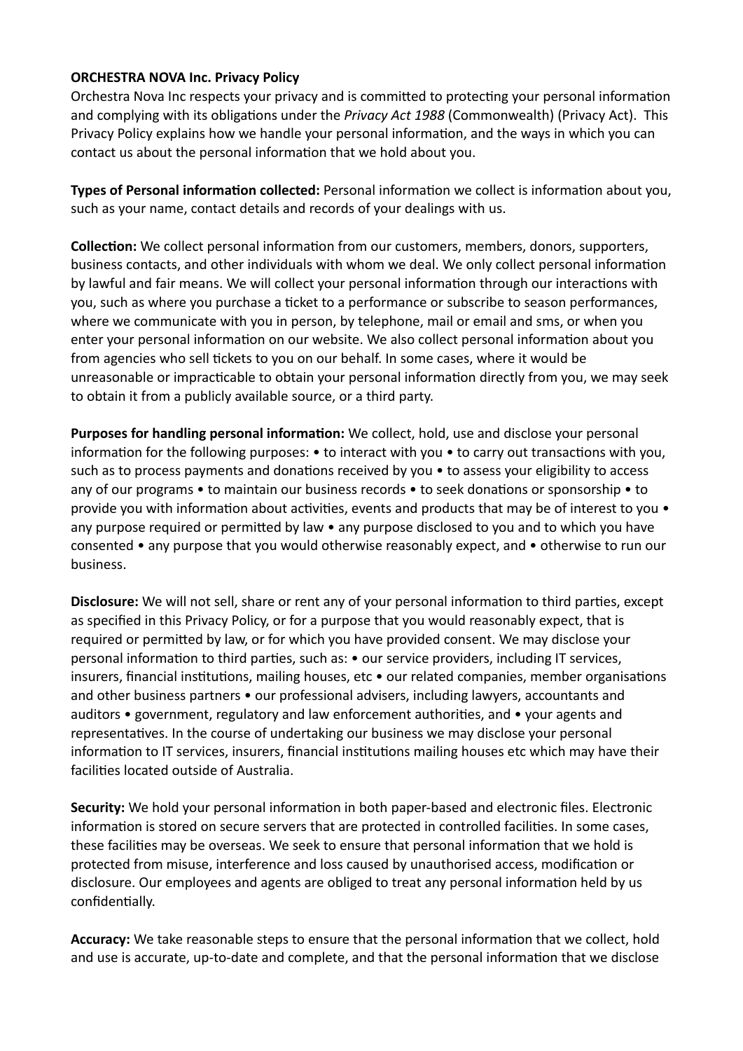**ORCHESTRA NOVA Inc. Privacy Policy**

Orchestra Nova Inc respects your privacy and is committed to protecting your personal information and complying with its obligations under the *Privacy Act 1988* (Commonwealth) (Privacy Act). This Privacy Policy explains how we handle your personal information, and the ways in which you can contact us about the personal information that we hold about you.

**Types of Personal information collected:** Personal information we collect is information about you, such as your name, contact details and records of your dealings with us.

**Collection:** We collect personal information from our customers, members, donors, supporters, business contacts, and other individuals with whom we deal. We only collect personal information by lawful and fair means. We will collect your personal information through our interactions with you, such as where you purchase a ticket to a performance or subscribe to season performances, where we communicate with you in person, by telephone, mail or email and sms, or when you enter your personal information on our website. We also collect personal information about you from agencies who sell tickets to you on our behalf. In some cases, where it would be unreasonable or impracticable to obtain your personal information directly from you, we may seek to obtain it from a publicly available source, or a third party.

**Purposes for handling personal information:** We collect, hold, use and disclose your personal information for the following purposes: • to interact with you • to carry out transactions with you, such as to process payments and donations received by you • to assess your eligibility to access any of our programs • to maintain our business records • to seek donations or sponsorship • to provide you with information about activities, events and products that may be of interest to you • any purpose required or permitted by law • any purpose disclosed to you and to which you have consented • any purpose that you would otherwise reasonably expect, and • otherwise to run our business.

**Disclosure:** We will not sell, share or rent any of your personal information to third parties, except as specified in this Privacy Policy, or for a purpose that you would reasonably expect, that is required or permitted by law, or for which you have provided consent. We may disclose your personal information to third parties, such as: • our service providers, including IT services, insurers, financial institutions, mailing houses, etc • our related companies, member organisations and other business partners • our professional advisers, including lawyers, accountants and auditors • government, regulatory and law enforcement authorities, and • your agents and representatives. In the course of undertaking our business we may disclose your personal information to IT services, insurers, financial institutions mailing houses etc which may have their facilities located outside of Australia.

**Security:** We hold your personal information in both paper-based and electronic files. Electronic information is stored on secure servers that are protected in controlled facilities. In some cases, these facilities may be overseas. We seek to ensure that personal information that we hold is protected from misuse, interference and loss caused by unauthorised access, modification or disclosure. Our employees and agents are obliged to treat any personal information held by us confidentially.

**Accuracy:** We take reasonable steps to ensure that the personal information that we collect, hold and use is accurate, up-to-date and complete, and that the personal information that we disclose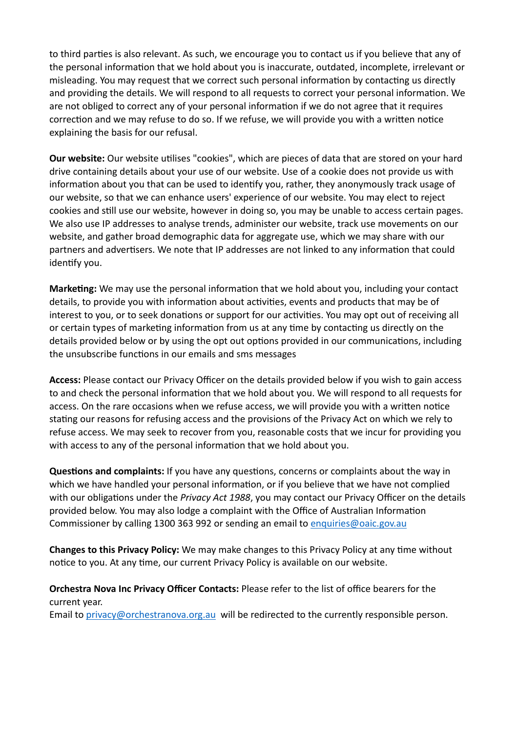to third parties is also relevant. As such, we encourage you to contact us if you believe that any of the personal information that we hold about you is inaccurate, outdated, incomplete, irrelevant or misleading. You may request that we correct such personal information by contacting us directly and providing the details. We will respond to all requests to correct your personal information. We are not obliged to correct any of your personal information if we do not agree that it requires correction and we may refuse to do so. If we refuse, we will provide you with a written notice explaining the basis for our refusal.

**Our website:** Our website utilises "cookies", which are pieces of data that are stored on your hard drive containing details about your use of our website. Use of a cookie does not provide us with information about you that can be used to identify you, rather, they anonymously track usage of our website, so that we can enhance users' experience of our website. You may elect to reject cookies and still use our website, however in doing so, you may be unable to access certain pages. We also use IP addresses to analyse trends, administer our website, track use movements on our website, and gather broad demographic data for aggregate use, which we may share with our partners and advertisers. We note that IP addresses are not linked to any information that could identify you.

**Marketing:** We may use the personal information that we hold about you, including your contact details, to provide you with information about activities, events and products that may be of interest to you, or to seek donations or support for our activities. You may opt out of receiving all or certain types of marketing information from us at any time by contacting us directly on the details provided below or by using the opt out options provided in our communications, including the unsubscribe functions in our emails and sms messages

**Access:** Please contact our Privacy Officer on the details provided below if you wish to gain access to and check the personal information that we hold about you. We will respond to all requests for access. On the rare occasions when we refuse access, we will provide you with a written notice stating our reasons for refusing access and the provisions of the Privacy Act on which we rely to refuse access. We may seek to recover from you, reasonable costs that we incur for providing you with access to any of the personal information that we hold about you.

**Questions and complaints:** If you have any questions, concerns or complaints about the way in which we have handled your personal information, or if you believe that we have not complied with our obligations under the *Privacy Act 1988*, you may contact our Privacy Officer on the details provided below. You may also lodge a complaint with the Office of Australian Information Commissioner by calling 1300 363 992 or sending an email to enquiries@oaic.gov.au

**Changes to this Privacy Policy:** We may make changes to this Privacy Policy at any time without notice to you. At any time, our current Privacy Policy is available on our website.

**Orchestra Nova Inc Privacy Officer Contacts:** Please refer to the list of office bearers for the current year.
Email to privacy@orchestranova.org.au will be redirected to the currently responsible person.